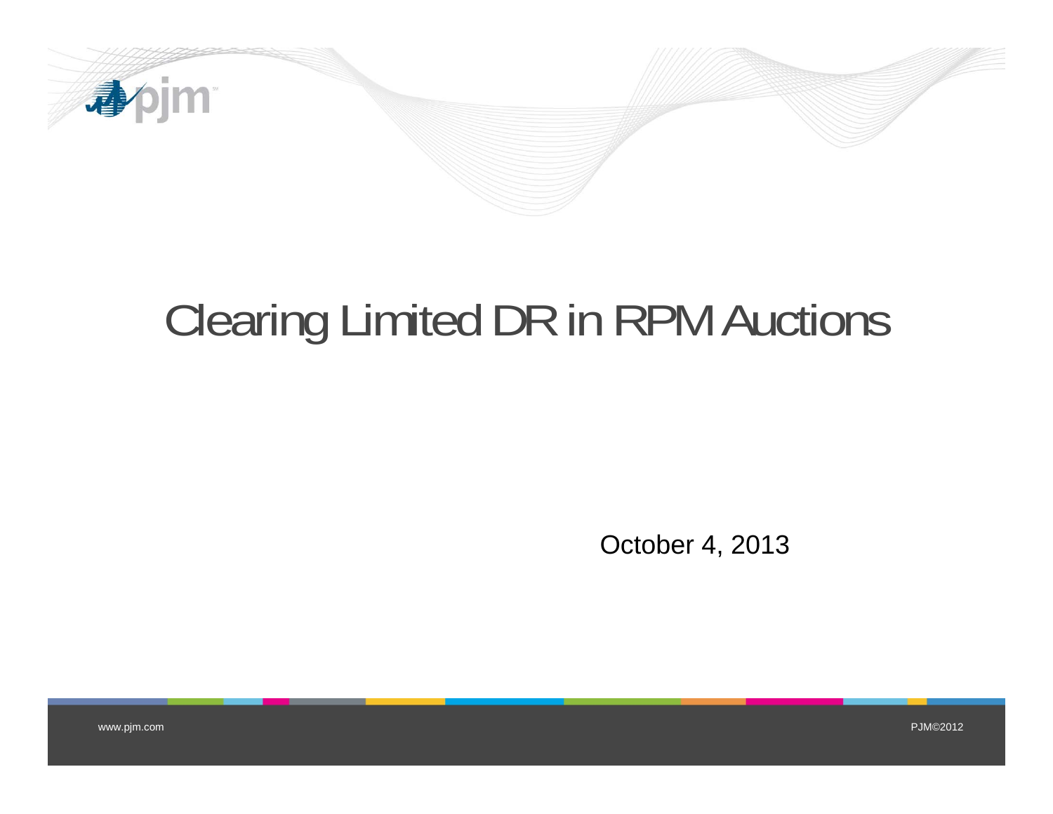# Clearing Limited DR in RPM Auctions

October 4, 2013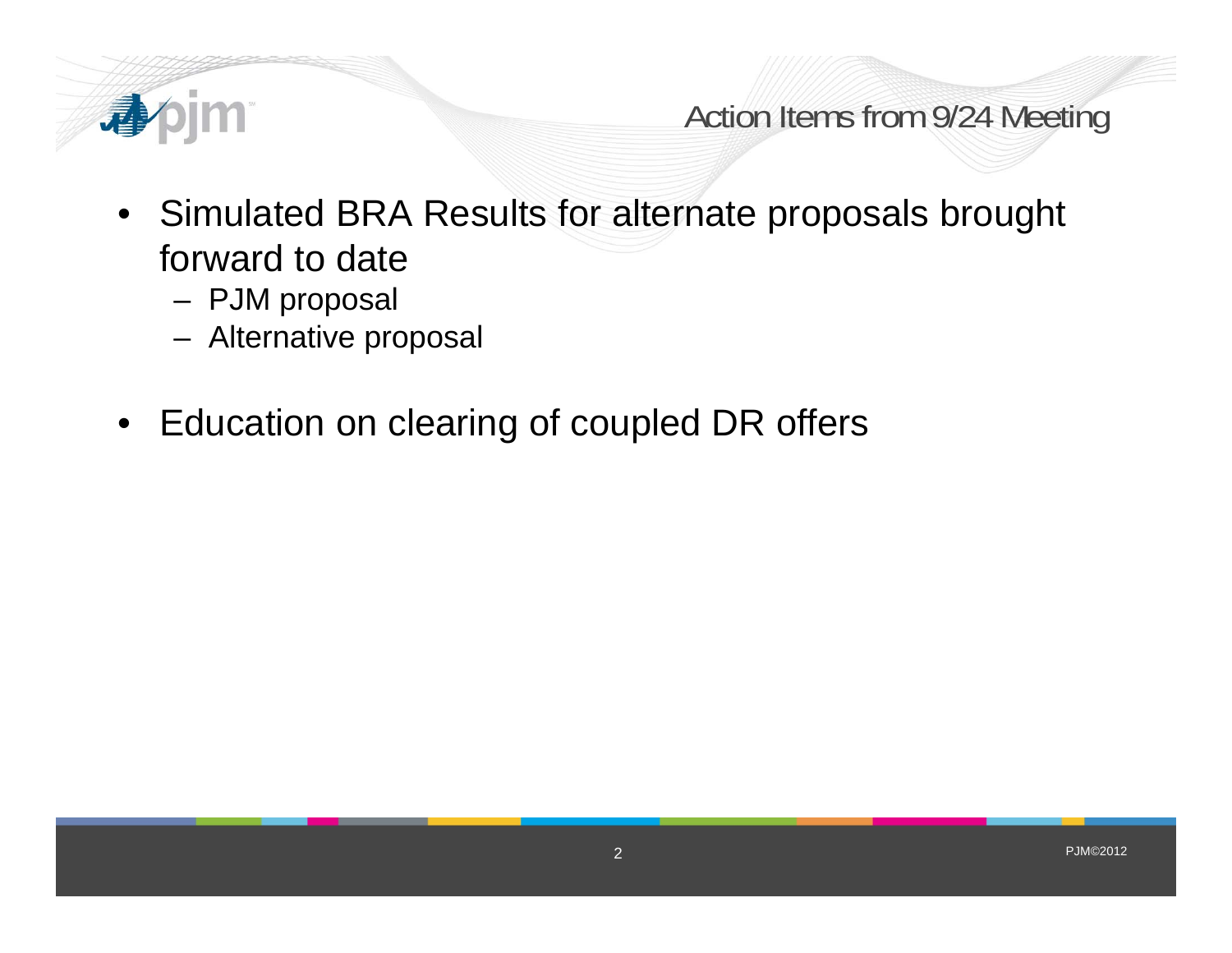## Action Items from 9/24 Meeting

- Simulated BRA Results for alternate proposals brought forward to date
  - PJM proposal
  - Alternative proposal
- Education on clearing of coupled DR offers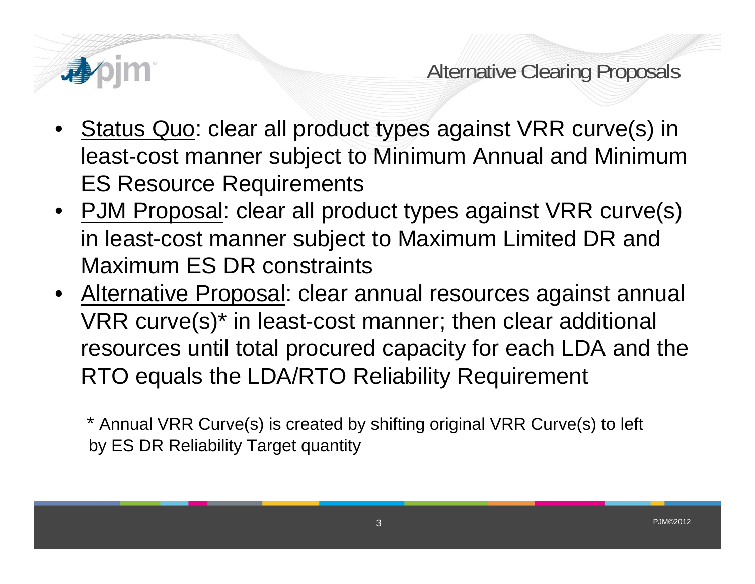# Alternative Clearing Proposals

- Status Quo: clear all product types against VRR curve(s) in least-cost manner subject to Minimum Annual and Minimum ES Resource Requirements
- PJM Proposal: clear all product types against VRR curve(s) in least-cost manner subject to Maximum Limited DR and Maximum ES DR constraints
- Alternative Proposal: clear annual resources against annual VRR curve(s)* in least-cost manner; then clear additional resources until total procured capacity for each LDA and the RTO equals the LDA/RTO Reliability Requirement

\* Annual VRR Curve(s) is created by shifting original VRR Curve(s) to left by ES DR Reliability Target quantity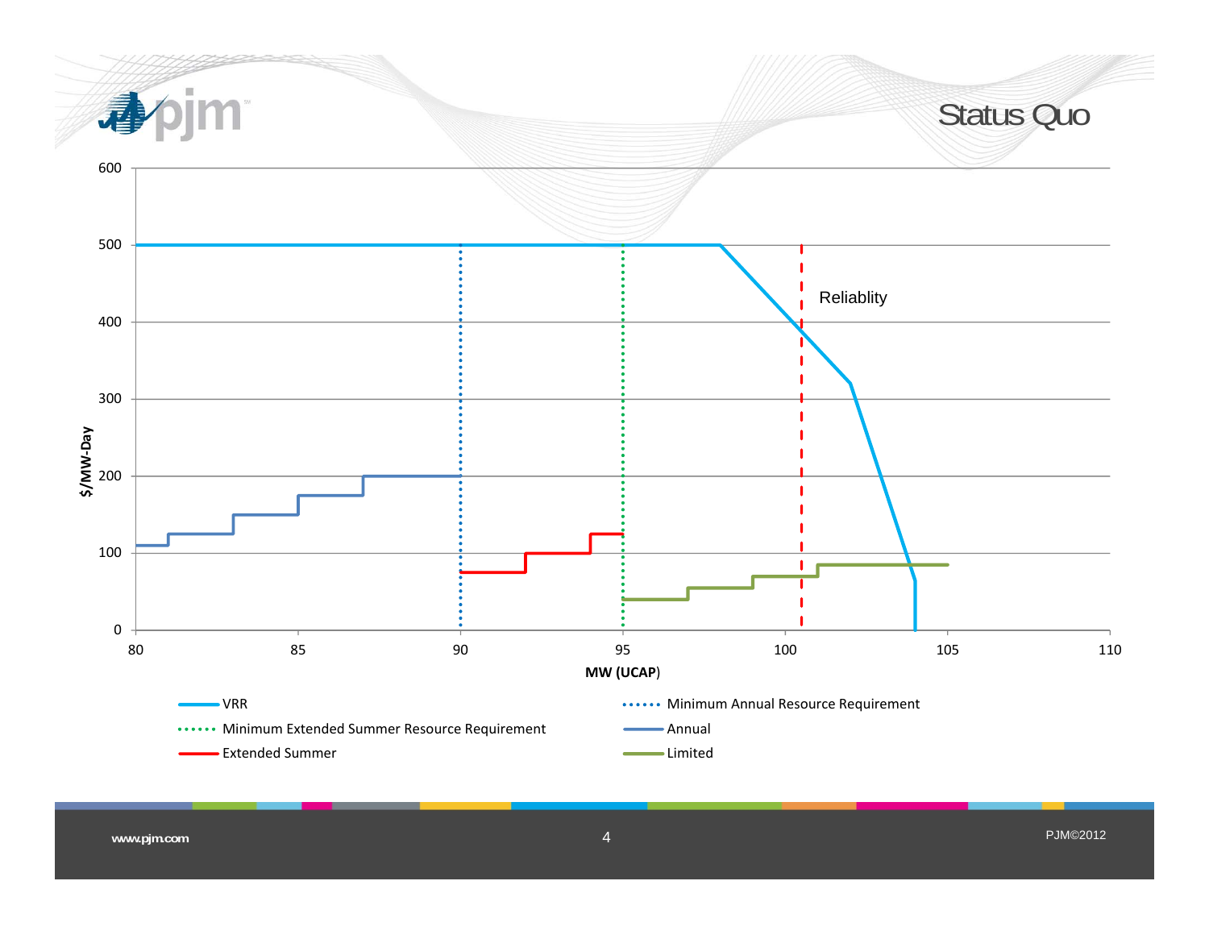# Status Quo

600
500
400
300
200
100
0

$/MW-Day

80 85 90 95 100 105 110

MW (UCAP)

Reliablity

- VRR
- Minimum Annual Resource Requirement
- Minimum Extended Summer Resource Requirement
- Annual
- Extended Summer
- Limited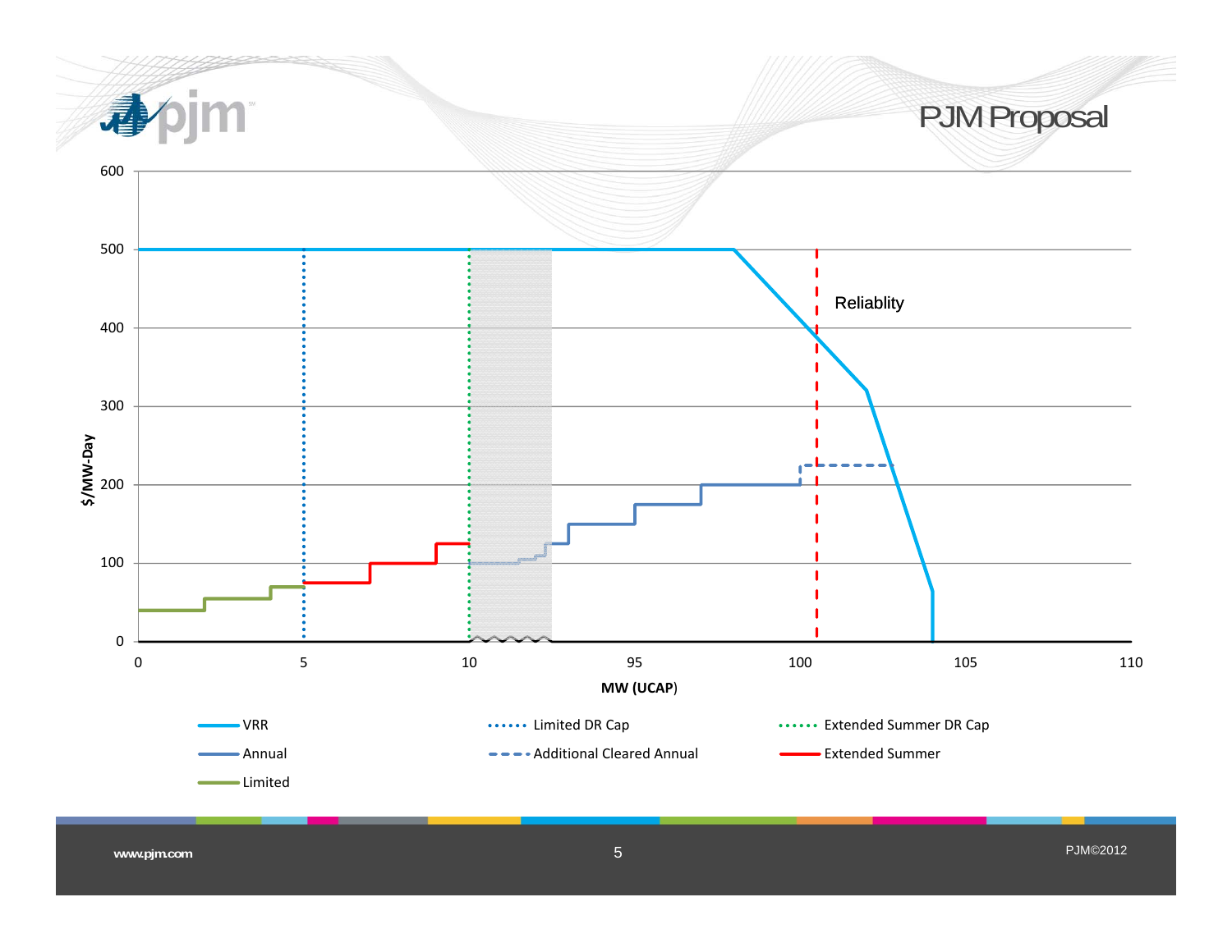# PJM Proposal

$/MW-Day

MW (UCAP)

Reliablity

- VRR
- Annual
- Limited
- Limited DR Cap
- Additional Cleared Annual
- Extended Summer DR Cap
- Extended Summer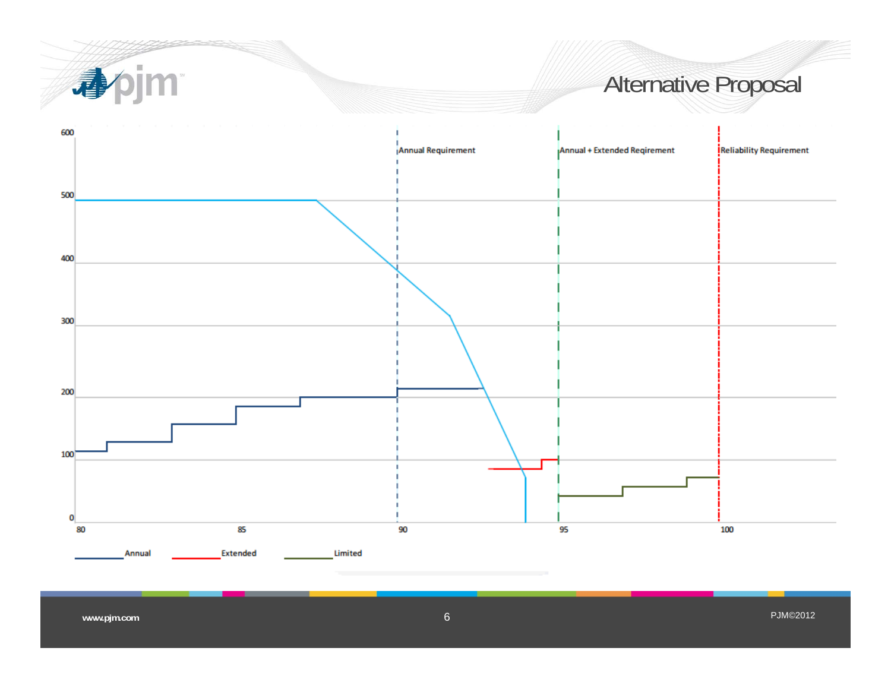# Alternative Proposal

Annual Requirement

Annual + Extended Reqirement

Reliability Requirement

600

500

400

300

200

100

0

80 85 90 95 100

Annual Extended Limited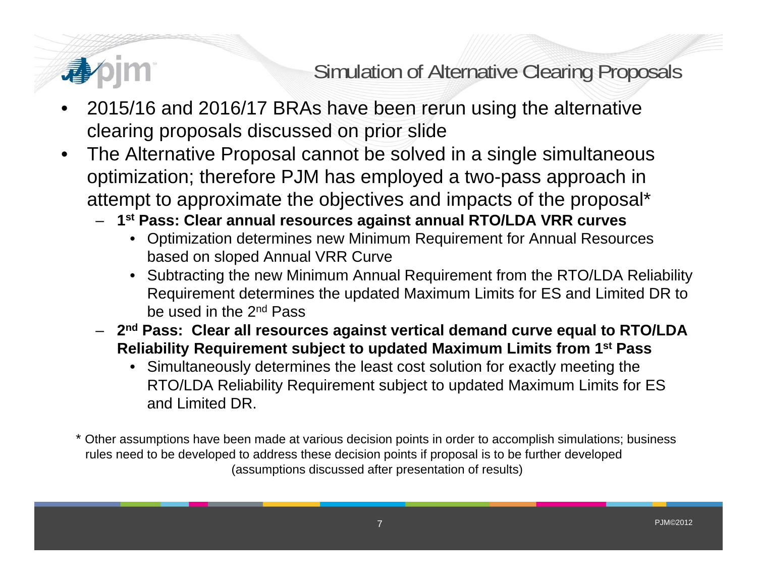# Simulation of Alternative Clearing Proposals

- 2015/16 and 2016/17 BRAs have been rerun using the alternative clearing proposals discussed on prior slide
- The Alternative Proposal cannot be solved in a single simultaneous optimization; therefore PJM has employed a two-pass approach in attempt to approximate the objectives and impacts of the proposal*
  - **1st Pass: Clear annual resources against annual RTO/LDA VRR curves**
    - Optimization determines new Minimum Requirement for Annual Resources based on sloped Annual VRR Curve
    - Subtracting the new Minimum Annual Requirement from the RTO/LDA Reliability Requirement determines the updated Maximum Limits for ES and Limited DR to be used in the 2nd Pass
  - **2nd Pass: Clear all resources against vertical demand curve equal to RTO/LDA Reliability Requirement subject to updated Maximum Limits from 1st Pass**
    - Simultaneously determines the least cost solution for exactly meeting the RTO/LDA Reliability Requirement subject to updated Maximum Limits for ES and Limited DR.

\* Other assumptions have been made at various decision points in order to accomplish simulations; business rules need to be developed to address these decision points if proposal is to be further developed (assumptions discussed after presentation of results)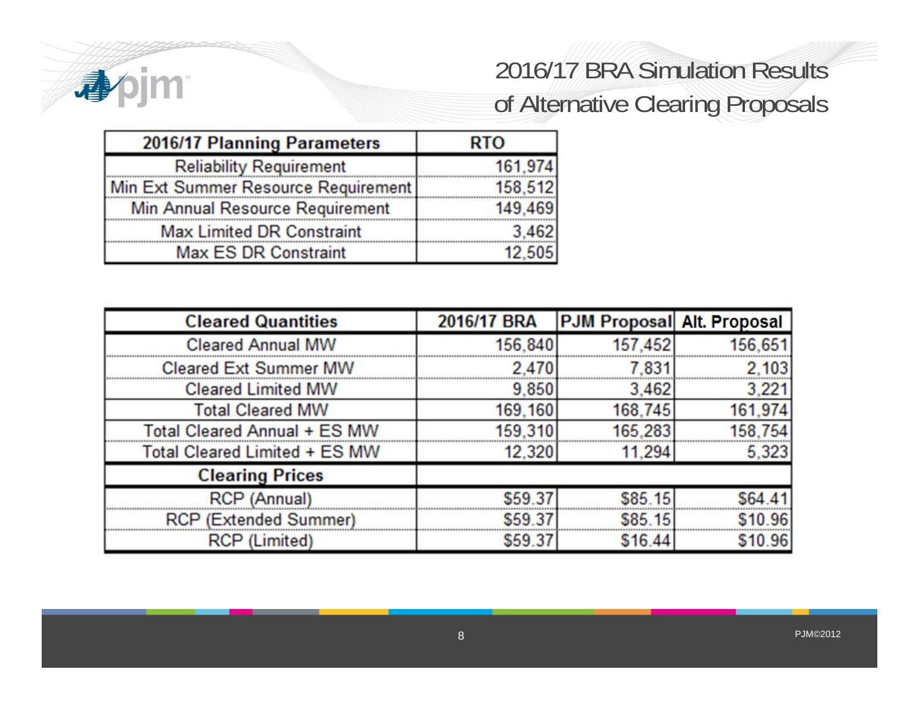# 2016/17 BRA Simulation Results of Alternative Clearing Proposals

| 2016/17 Planning Parameters | RTO |
|---|---|
| Reliability Requirement | 161,974 |
| Min Ext Summer Resource Requirement | 158,512 |
| Min Annual Resource Requirement | 149,469 |
| Max Limited DR Constraint | 3,462 |
| Max ES DR Constraint | 12,505 |

| Cleared Quantities | 2016/17 BRA | PJM Proposal | Alt. Proposal |
|---|---|---|---|
| Cleared Annual MW | 156,840 | 157,452 | 156,651 |
| Cleared Ext Summer MW | 2,470 | 7,831 | 2,103 |
| Cleared Limited MW | 9,850 | 3,462 | 3,221 |
| Total Cleared MW | 169,160 | 168,745 | 161,974 |
| Total Cleared Annual + ES MW | 159,310 | 165,283 | 158,754 |
| Total Cleared Limited + ES MW | 12,320 | 11,294 | 5,323 |
| **Clearing Prices** | | | |
| RCP (Annual) | $59.37 | $85.15 | $64.41 |
| RCP (Extended Summer) | $59.37 | $85.15 | $10.96 |
| RCP (Limited) | $59.37 | $16.44 | $10.96 |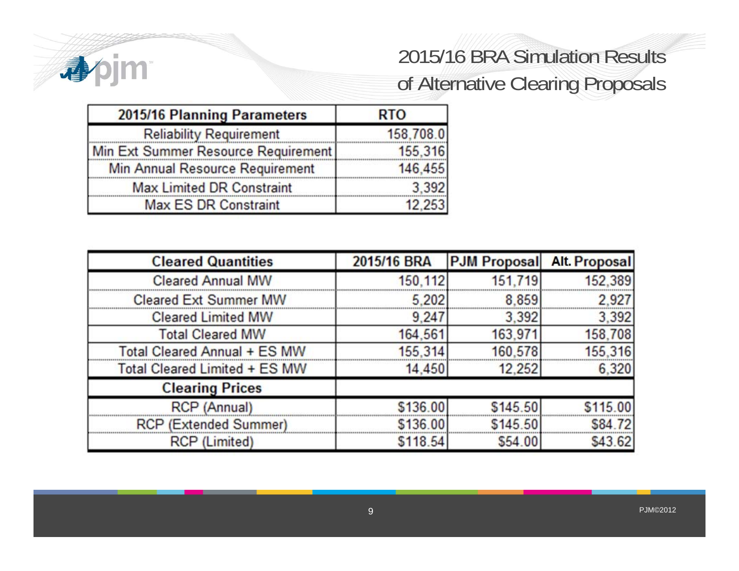# 2015/16 BRA Simulation Results of Alternative Clearing Proposals

| 2015/16 Planning Parameters | RTO |
|---|---|
| Reliability Requirement | 158,708.0 |
| Min Ext Summer Resource Requirement | 155,316 |
| Min Annual Resource Requirement | 146,455 |
| Max Limited DR Constraint | 3,392 |
| Max ES DR Constraint | 12,253 |

| Cleared Quantities | 2015/16 BRA | PJM Proposal | Alt. Proposal |
|---|---|---|---|
| Cleared Annual MW | 150,112 | 151,719 | 152,389 |
| Cleared Ext Summer MW | 5,202 | 8,859 | 2,927 |
| Cleared Limited MW | 9,247 | 3,392 | 3,392 |
| Total Cleared MW | 164,561 | 163,971 | 158,708 |
| Total Cleared Annual + ES MW | 155,314 | 160,578 | 155,316 |
| Total Cleared Limited + ES MW | 14,450 | 12,252 | 6,320 |
| **Clearing Prices** | | | |
| RCP (Annual) | $136.00 | $145.50 | $115.00 |
| RCP (Extended Summer) | $136.00 | $145.50 | $84.72 |
| RCP (Limited) | $118.54 | $54.00 | $43.62 |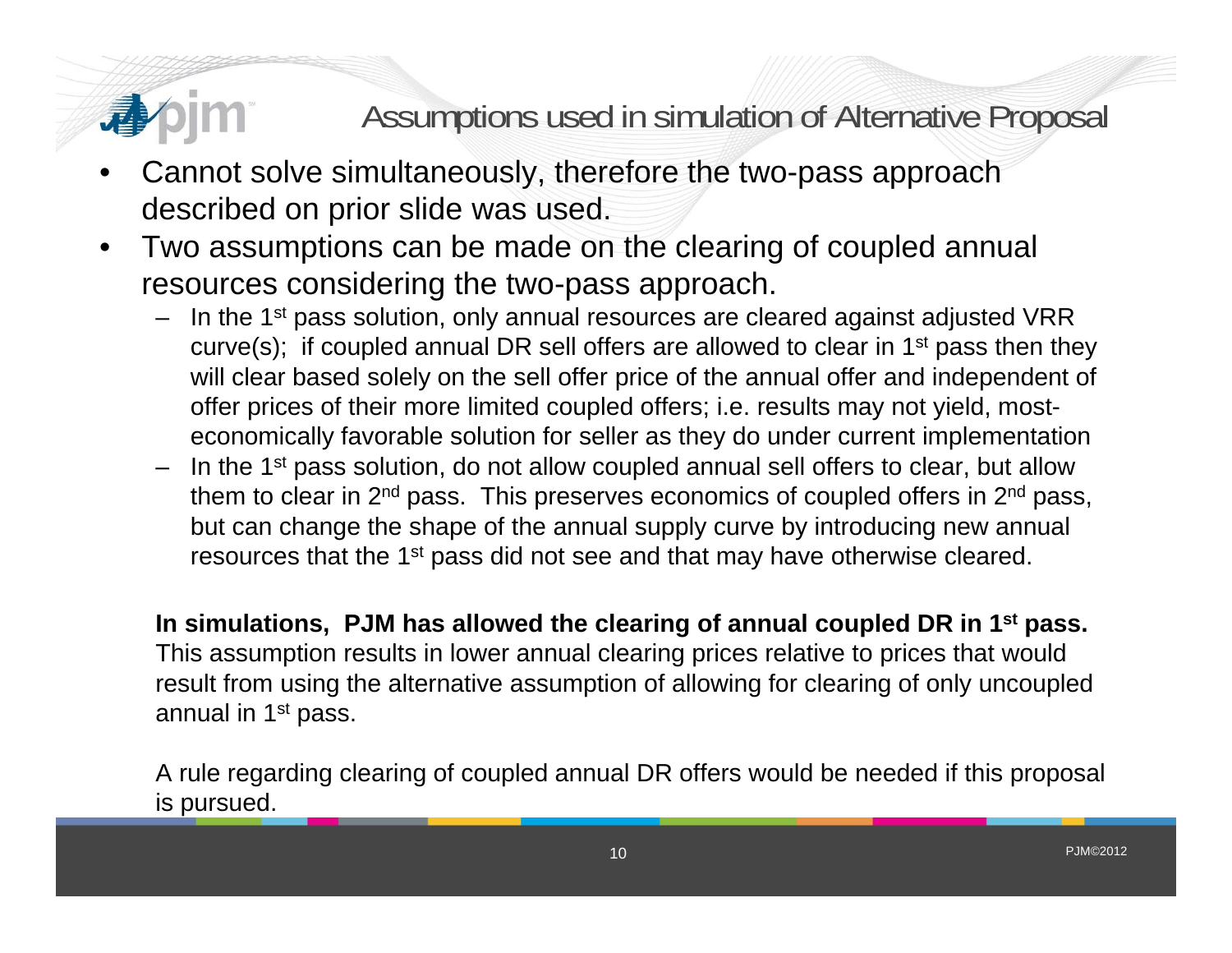# Assumptions used in simulation of Alternative Proposal

- Cannot solve simultaneously, therefore the two-pass approach described on prior slide was used.
- Two assumptions can be made on the clearing of coupled annual resources considering the two-pass approach.
  - In the 1st pass solution, only annual resources are cleared against adjusted VRR curve(s); if coupled annual DR sell offers are allowed to clear in 1st pass then they will clear based solely on the sell offer price of the annual offer and independent of offer prices of their more limited coupled offers; i.e. results may not yield, most-economically favorable solution for seller as they do under current implementation
  - In the 1st pass solution, do not allow coupled annual sell offers to clear, but allow them to clear in 2nd pass. This preserves economics of coupled offers in 2nd pass, but can change the shape of the annual supply curve by introducing new annual resources that the 1st pass did not see and that may have otherwise cleared.

**In simulations, PJM has allowed the clearing of annual coupled DR in 1st pass.** This assumption results in lower annual clearing prices relative to prices that would result from using the alternative assumption of allowing for clearing of only uncoupled annual in 1st pass.

A rule regarding clearing of coupled annual DR offers would be needed if this proposal is pursued.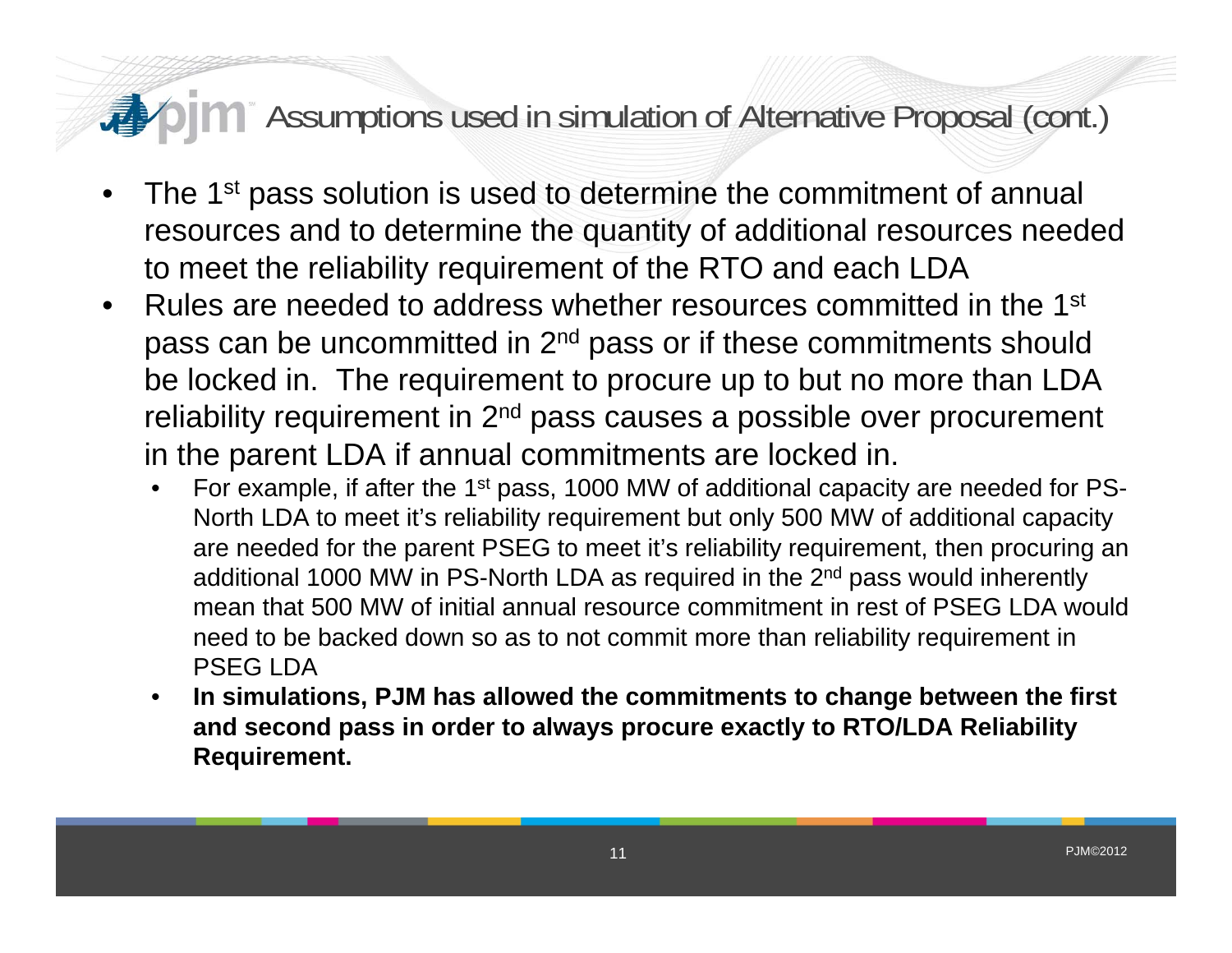# Assumptions used in simulation of Alternative Proposal (cont.)

- The 1st pass solution is used to determine the commitment of annual resources and to determine the quantity of additional resources needed to meet the reliability requirement of the RTO and each LDA
- Rules are needed to address whether resources committed in the 1st pass can be uncommitted in 2nd pass or if these commitments should be locked in. The requirement to procure up to but no more than LDA reliability requirement in 2nd pass causes a possible over procurement in the parent LDA if annual commitments are locked in.
  - For example, if after the 1st pass, 1000 MW of additional capacity are needed for PS-North LDA to meet it's reliability requirement but only 500 MW of additional capacity are needed for the parent PSEG to meet it's reliability requirement, then procuring an additional 1000 MW in PS-North LDA as required in the 2nd pass would inherently mean that 500 MW of initial annual resource commitment in rest of PSEG LDA would need to be backed down so as to not commit more than reliability requirement in PSEG LDA
  - **In simulations, PJM has allowed the commitments to change between the first and second pass in order to always procure exactly to RTO/LDA Reliability Requirement.**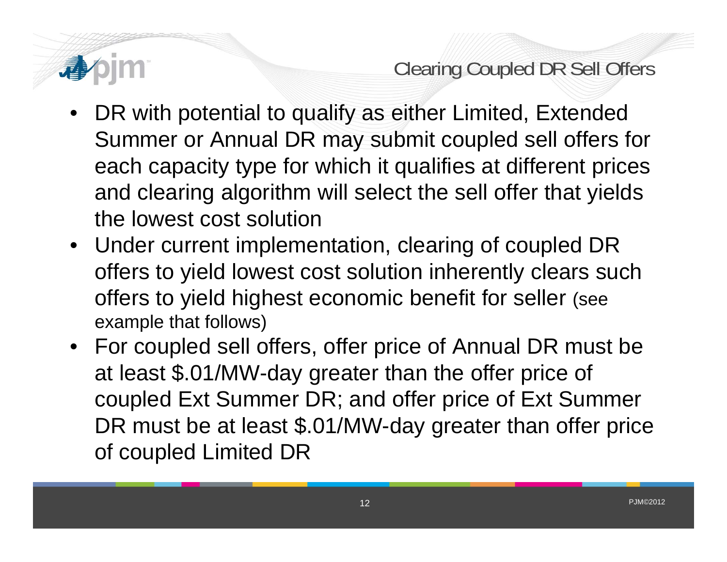## Clearing Coupled DR Sell Offers

- DR with potential to qualify as either Limited, Extended Summer or Annual DR may submit coupled sell offers for each capacity type for which it qualifies at different prices and clearing algorithm will select the sell offer that yields the lowest cost solution
- Under current implementation, clearing of coupled DR offers to yield lowest cost solution inherently clears such offers to yield highest economic benefit for seller (see example that follows)
- For coupled sell offers, offer price of Annual DR must be at least $.01/MW-day greater than the offer price of coupled Ext Summer DR; and offer price of Ext Summer DR must be at least $.01/MW-day greater than offer price of coupled Limited DR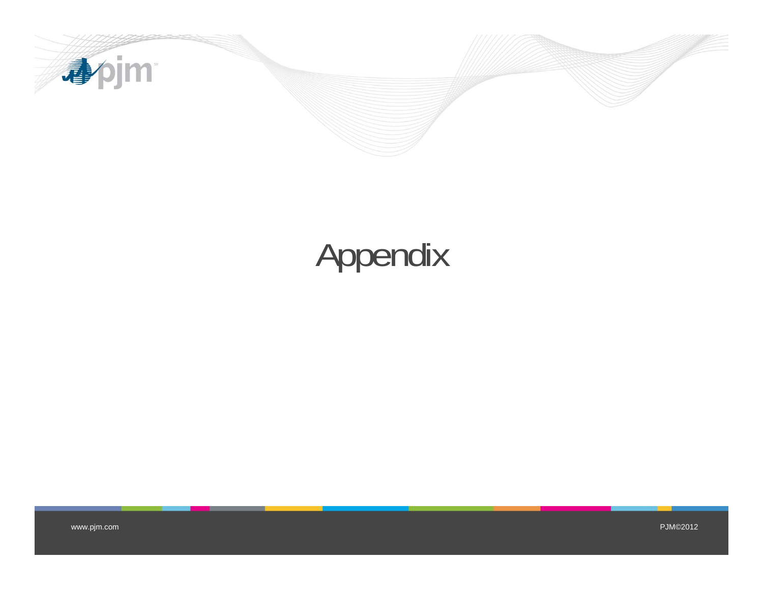# Appendix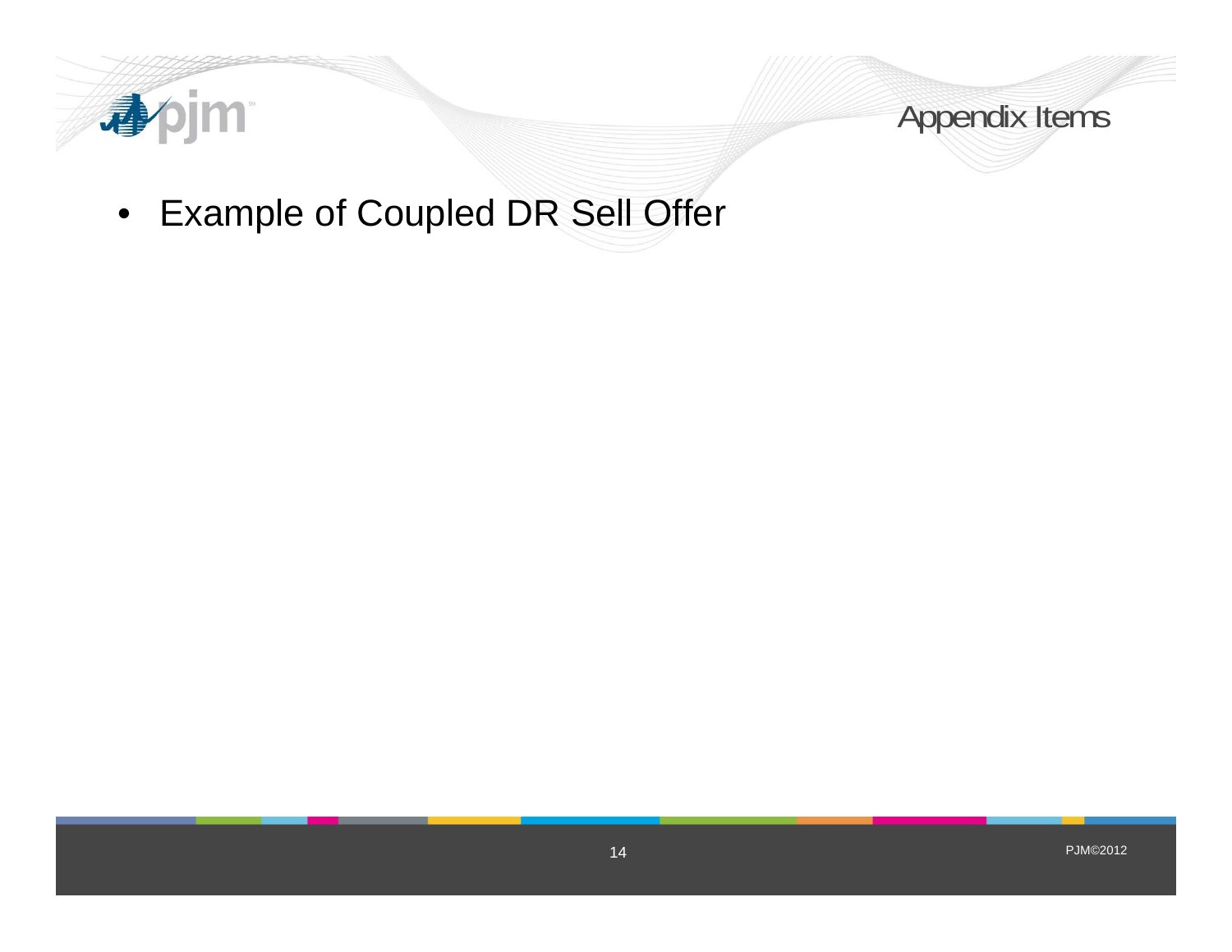# Appendix Items

- Example of Coupled DR Sell Offer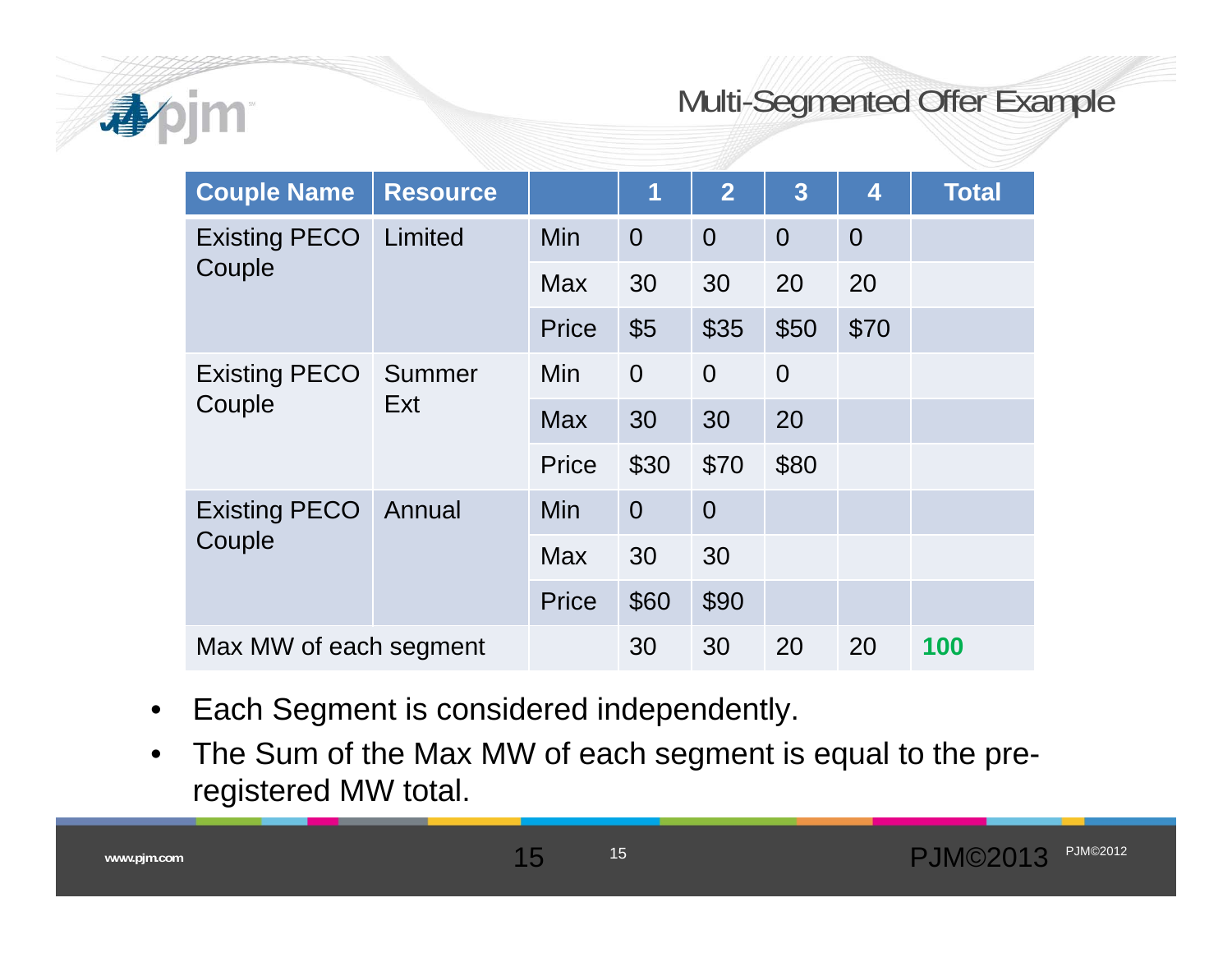# Multi-Segmented Offer Example

| Couple Name | Resource | | 1 | 2 | 3 | 4 | Total |
|---|---|---|---|---|---|---|---|
| Existing PECO Couple | Limited | Min | 0 | 0 | 0 | 0 | |
| | | Max | 30 | 30 | 20 | 20 | |
| | | Price | $5 | $35 | $50 | $70 | |
| Existing PECO Couple | Summer Ext | Min | 0 | 0 | 0 | | |
| | | Max | 30 | 30 | 20 | | |
| | | Price | $30 | $70 | $80 | | |
| Existing PECO Couple | Annual | Min | 0 | 0 | | | |
| | | Max | 30 | 30 | | | |
| | | Price | $60 | $90 | | | |
| Max MW of each segment | | | 30 | 30 | 20 | 20 | **100** |

- Each Segment is considered independently.
- The Sum of the Max MW of each segment is equal to the pre-registered MW total.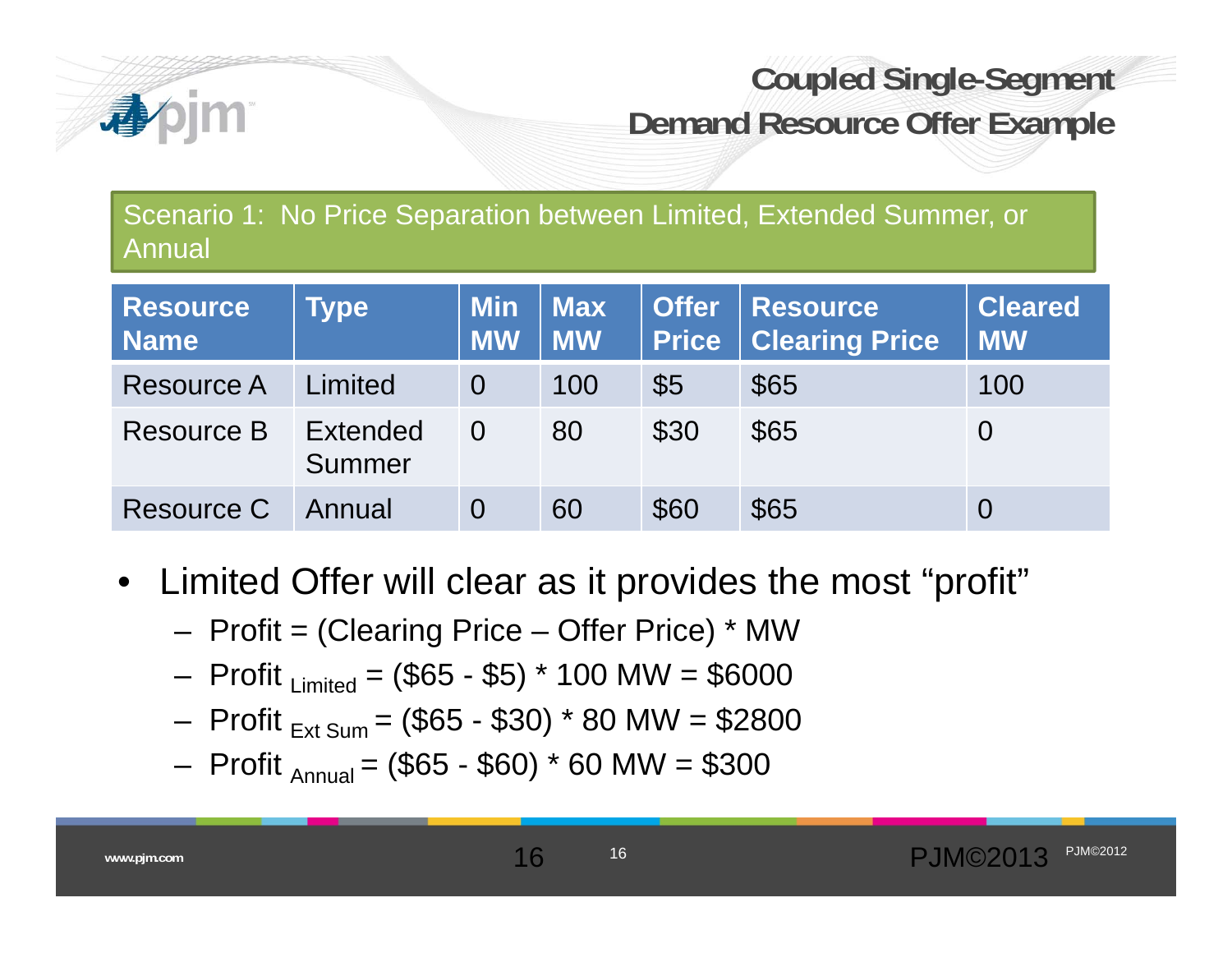# Coupled Single-Segment Demand Resource Offer Example

Scenario 1: No Price Separation between Limited, Extended Summer, or Annual

| Resource Name | Type | Min MW | Max MW | Offer Price | Resource Clearing Price | Cleared MW |
|---|---|---|---|---|---|---|
| Resource A | Limited | 0 | 100 | $5 | $65 | 100 |
| Resource B | Extended Summer | 0 | 80 | $30 | $65 | 0 |
| Resource C | Annual | 0 | 60 | $60 | $65 | 0 |

- Limited Offer will clear as it provides the most “profit”
  - Profit = (Clearing Price – Offer Price) * MW
  - $\text{Profit}_{\text{Limited}}$ = ($65 - $5) * 100 MW = $6000
  - $\text{Profit}_{\text{Ext Sum}}$ = ($65 - $30) * 80 MW = $2800
  - $\text{Profit}_{\text{Annual}}$ = ($65 - $60) * 60 MW = $300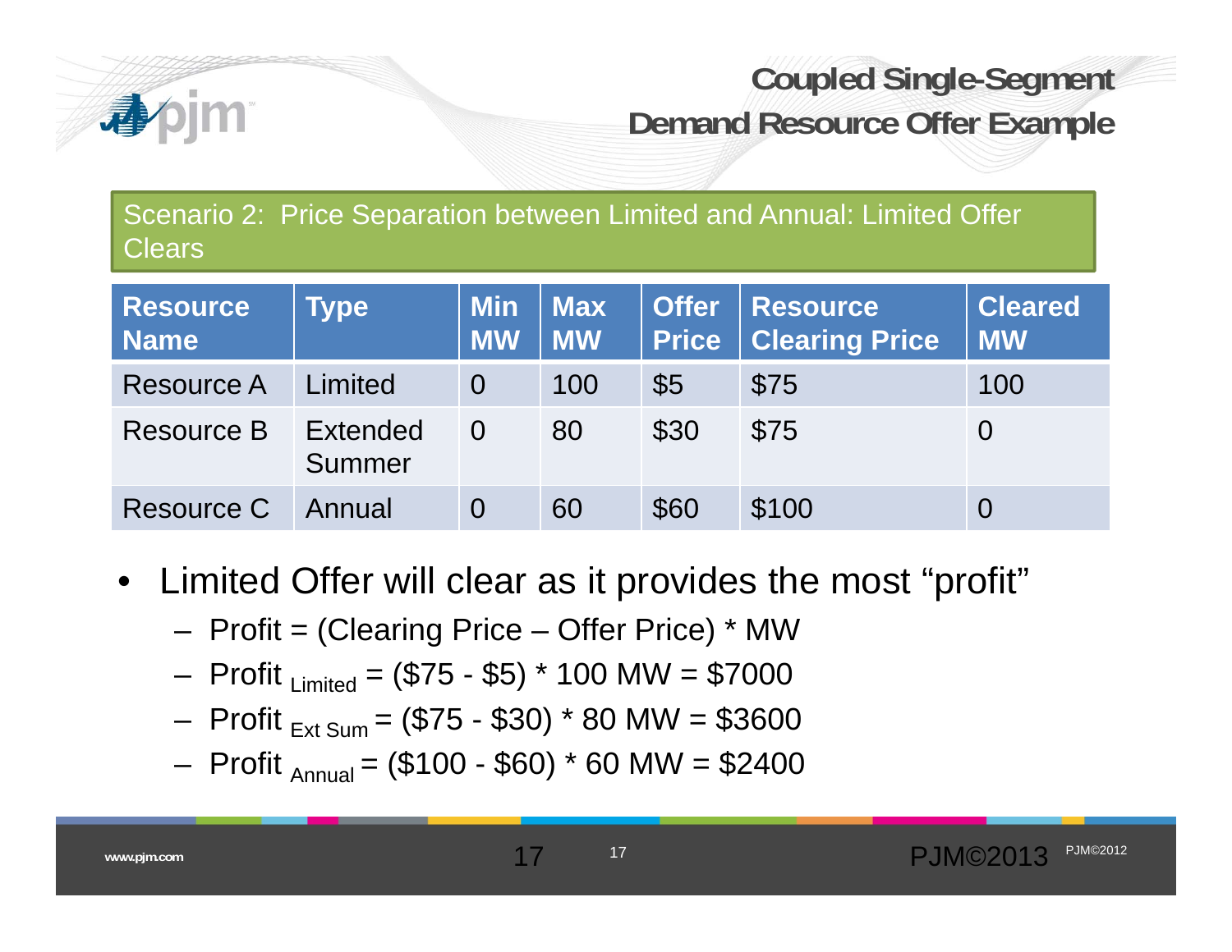# Coupled Single-Segment Demand Resource Offer Example

## Scenario 2: Price Separation between Limited and Annual: Limited Offer Clears

| Resource Name | Type | Min MW | Max MW | Offer Price | Resource Clearing Price | Cleared MW |
|---|---|---|---|---|---|---|
| Resource A | Limited | 0 | 100 | $5 | $75 | 100 |
| Resource B | Extended Summer | 0 | 80 | $30 | $75 | 0 |
| Resource C | Annual | 0 | 60 | $60 | $100 | 0 |

- Limited Offer will clear as it provides the most "profit"
  - Profit = (Clearing Price – Offer Price) * MW
  - $\text{Profit}_{\text{Limited}}$ = ($75 - $5) * 100 MW = $7000
  - $\text{Profit}_{\text{Ext Sum}}$ = ($75 - $30) * 80 MW = $3600
  - $\text{Profit}_{\text{Annual}}$ = ($100 - $60) * 60 MW = $2400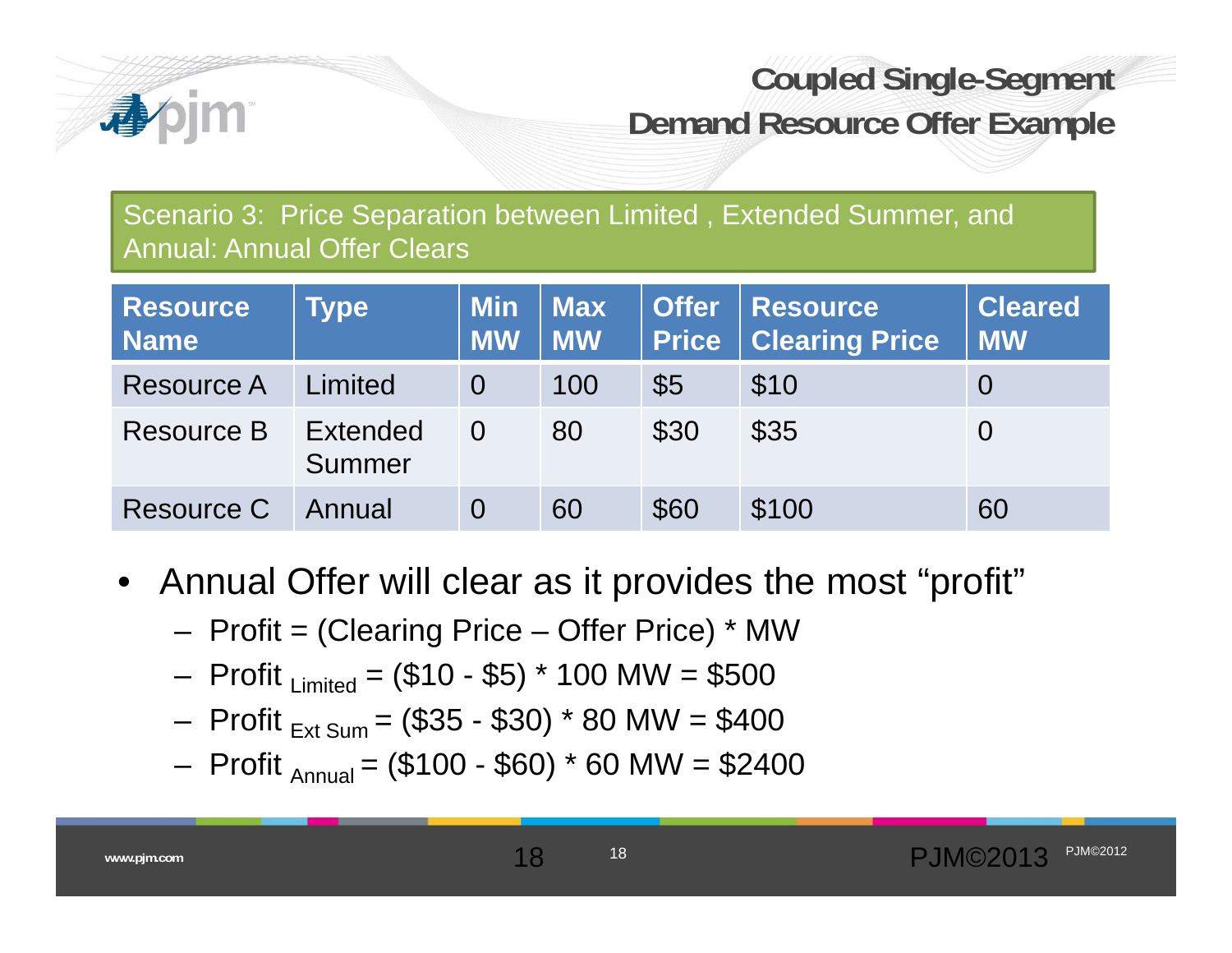# Coupled Single-Segment Demand Resource Offer Example

Scenario 3: Price Separation between Limited , Extended Summer, and Annual: Annual Offer Clears

| Resource Name | Type | Min MW | Max MW | Offer Price | Resource Clearing Price | Cleared MW |
|---|---|---|---|---|---|---|
| Resource A | Limited | 0 | 100 | $5 | $10 | 0 |
| Resource B | Extended Summer | 0 | 80 | $30 | $35 | 0 |
| Resource C | Annual | 0 | 60 | $60 | $100 | 60 |

- Annual Offer will clear as it provides the most "profit"
  - Profit = (Clearing Price – Offer Price) * MW
  - $\text{Profit}_{\text{Limited}}$ = ($10 - $5) * 100 MW = $500
  - $\text{Profit}_{\text{Ext Sum}}$ = ($35 - $30) * 80 MW = $400
  - $\text{Profit}_{\text{Annual}}$ = ($100 - $60) * 60 MW = $2400